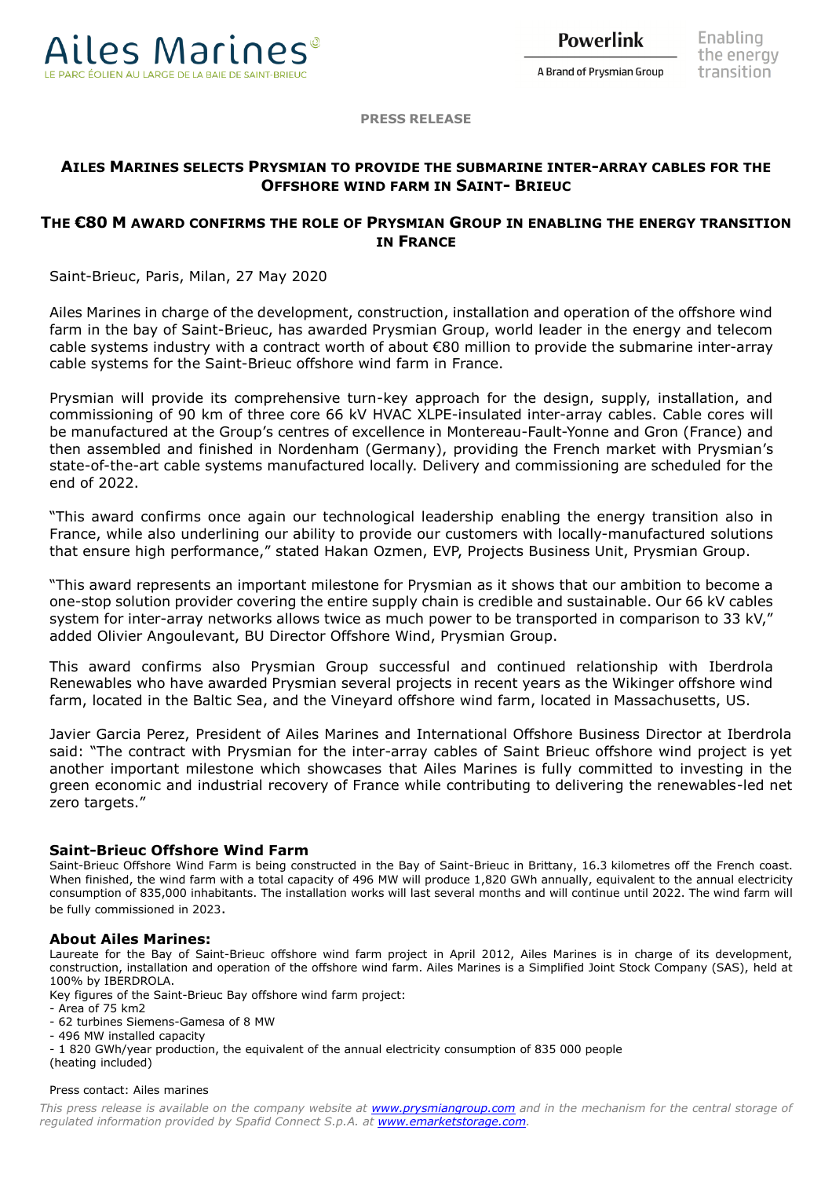Ailes Marines
LE PARC ÉOLIEN AU LARGE DE LA BAIE DE SAINT-BRIEUC

Powerlink
A Brand of Prysmian Group

Enabling the energy transition

**PRESS RELEASE**

# AILES MARINES SELECTS PRYSMIAN TO PROVIDE THE SUBMARINE INTER-ARRAY CABLES FOR THE OFFSHORE WIND FARM IN SAINT- BRIEUC

## THE €80 M AWARD CONFIRMS THE ROLE OF PRYSMIAN GROUP IN ENABLING THE ENERGY TRANSITION IN FRANCE

Saint-Brieuc, Paris, Milan, 27 May 2020

Ailes Marines in charge of the development, construction, installation and operation of the offshore wind farm in the bay of Saint-Brieuc, has awarded Prysmian Group, world leader in the energy and telecom cable systems industry with a contract worth of about €80 million to provide the submarine inter-array cable systems for the Saint-Brieuc offshore wind farm in France.

Prysmian will provide its comprehensive turn-key approach for the design, supply, installation, and commissioning of 90 km of three core 66 kV HVAC XLPE-insulated inter-array cables. Cable cores will be manufactured at the Group's centres of excellence in Montereau-Fault-Yonne and Gron (France) and then assembled and finished in Nordenham (Germany), providing the French market with Prysmian's state-of-the-art cable systems manufactured locally. Delivery and commissioning are scheduled for the end of 2022.

"This award confirms once again our technological leadership enabling the energy transition also in France, while also underlining our ability to provide our customers with locally-manufactured solutions that ensure high performance," stated Hakan Ozmen, EVP, Projects Business Unit, Prysmian Group.

"This award represents an important milestone for Prysmian as it shows that our ambition to become a one-stop solution provider covering the entire supply chain is credible and sustainable. Our 66 kV cables system for inter-array networks allows twice as much power to be transported in comparison to 33 kV," added Olivier Angoulevant, BU Director Offshore Wind, Prysmian Group.

This award confirms also Prysmian Group successful and continued relationship with Iberdrola Renewables who have awarded Prysmian several projects in recent years as the Wikinger offshore wind farm, located in the Baltic Sea, and the Vineyard offshore wind farm, located in Massachusetts, US.

Javier Garcia Perez, President of Ailes Marines and International Offshore Business Director at Iberdrola said: "The contract with Prysmian for the inter-array cables of Saint Brieuc offshore wind project is yet another important milestone which showcases that Ailes Marines is fully committed to investing in the green economic and industrial recovery of France while contributing to delivering the renewables-led net zero targets."

### Saint-Brieuc Offshore Wind Farm

Saint-Brieuc Offshore Wind Farm is being constructed in the Bay of Saint-Brieuc in Brittany, 16.3 kilometres off the French coast. When finished, the wind farm with a total capacity of 496 MW will produce 1,820 GWh annually, equivalent to the annual electricity consumption of 835,000 inhabitants. The installation works will last several months and will continue until 2022. The wind farm will be fully commissioned in 2023.

### About Ailes Marines:

Laureate for the Bay of Saint-Brieuc offshore wind farm project in April 2012, Ailes Marines is in charge of its development, construction, installation and operation of the offshore wind farm. Ailes Marines is a Simplified Joint Stock Company (SAS), held at 100% by IBERDROLA.

Key figures of the Saint-Brieuc Bay offshore wind farm project:

- Area of 75 km2
- 62 turbines Siemens-Gamesa of 8 MW
- 496 MW installed capacity
- 1 820 GWh/year production, the equivalent of the annual electricity consumption of 835 000 people (heating included)

Press contact: Ailes marines

*This press release is available on the company website at [www.prysmiangroup.com](http://www.prysmiangroup.com) and in the mechanism for the central storage of regulated information provided by Spafid Connect S.p.A. at [www.emarketstorage.com](http://www.emarketstorage.com).*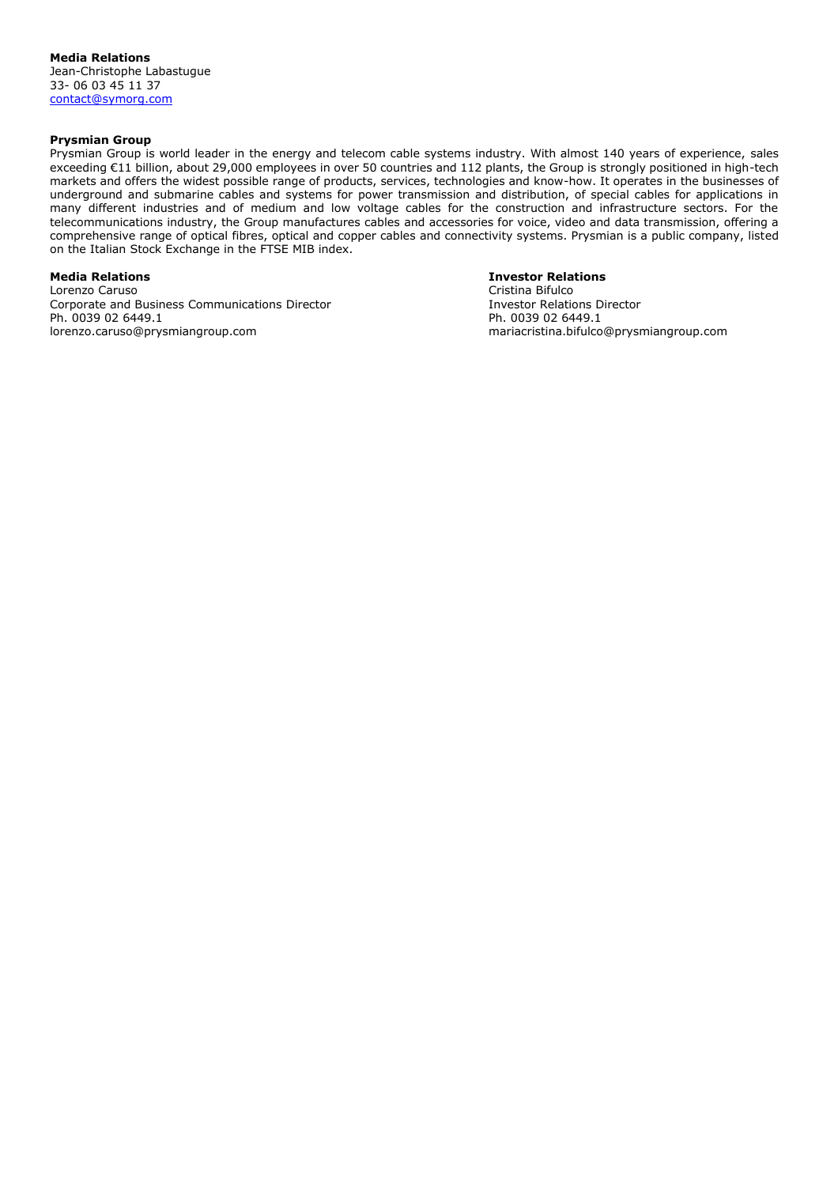**Media Relations**
Jean-Christophe Labastugue
33- 06 03 45 11 37
contact@symorg.com

**Prysmian Group**
Prysmian Group is world leader in the energy and telecom cable systems industry. With almost 140 years of experience, sales exceeding €11 billion, about 29,000 employees in over 50 countries and 112 plants, the Group is strongly positioned in high-tech markets and offers the widest possible range of products, services, technologies and know-how. It operates in the businesses of underground and submarine cables and systems for power transmission and distribution, of special cables for applications in many different industries and of medium and low voltage cables for the construction and infrastructure sectors. For the telecommunications industry, the Group manufactures cables and accessories for voice, video and data transmission, offering a comprehensive range of optical fibres, optical and copper cables and connectivity systems. Prysmian is a public company, listed on the Italian Stock Exchange in the FTSE MIB index.

**Media Relations**
Lorenzo Caruso
Corporate and Business Communications Director
Ph. 0039 02 6449.1
lorenzo.caruso@prysmiangroup.com

**Investor Relations**
Cristina Bifulco
Investor Relations Director
Ph. 0039 02 6449.1
mariacristina.bifulco@prysmiangroup.com